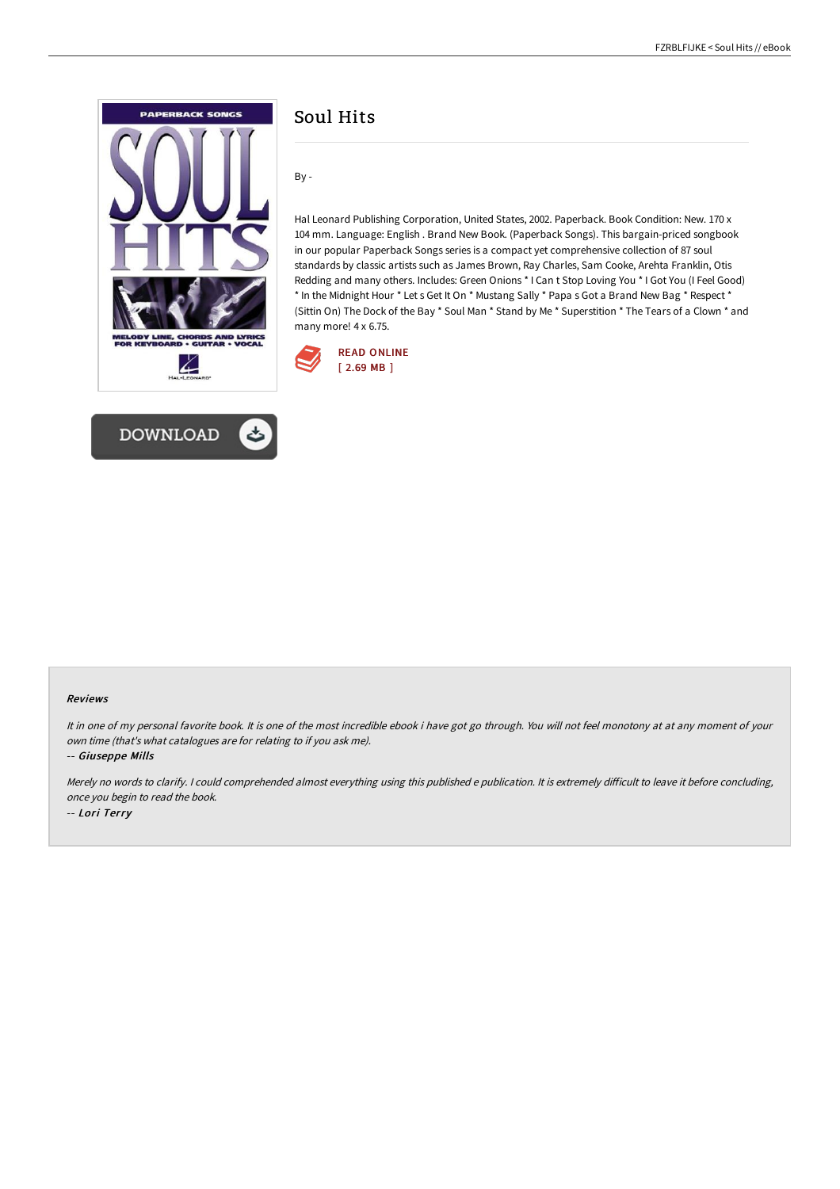# Soul Hits

By -

Hal Leonard Publishing Corporation, United States, 2002. Paperback. Book Condition: New. 170 x 104 mm. Language: English . Brand New Book. (Paperback Songs). This bargain-priced songbook in our popular Paperback Songs series is a compact yet comprehensive collection of 87 soul standards by classic artists such as James Brown, Ray Charles, Sam Cooke, Arehta Franklin, Otis Redding and many others. Includes: Green Onions * I Can t Stop Loving You * I Got You (I Feel Good) * In the Midnight Hour * Let s Get It On * Mustang Sally * Papa s Got a Brand New Bag * Respect * (Sittin On) The Dock of the Bay * Soul Man * Stand by Me * Superstition * The Tears of a Clown * and many more! 4 x 6.75.

READ ONLINE
[ 2.69 MB ]

DOWNLOAD

#### Reviews

*It in one of my personal favorite book. It is one of the most incredible ebook i have got go through. You will not feel monotony at at any moment of your own time (that's what catalogues are for relating to if you ask me).*

-- *Giuseppe Mills*

*Merely no words to clarify. I could comprehended almost everything using this published e publication. It is extremely difficult to leave it before concluding, once you begin to read the book.*

-- *Lori Terry*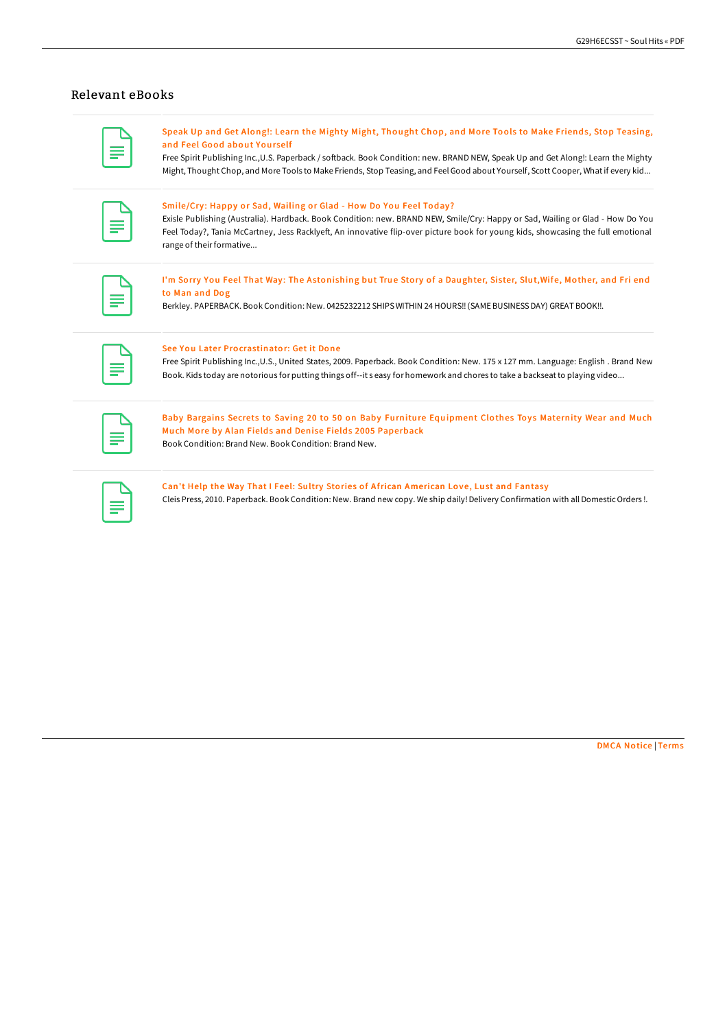## Relevant eBooks

### Speak Up and Get Along!: Learn the Mighty Might, Thought Chop, and More Tools to Make Friends, Stop Teasing, and Feel Good about Yourself

Free Spirit Publishing Inc.,U.S. Paperback / softback. Book Condition: new. BRAND NEW, Speak Up and Get Along!: Learn the Mighty Might, Thought Chop, and More Tools to Make Friends, Stop Teasing, and Feel Good about Yourself, Scott Cooper, What if every kid...

### Smile/Cry: Happy or Sad, Wailing or Glad - How Do You Feel Today?

Exisle Publishing (Australia). Hardback. Book Condition: new. BRAND NEW, Smile/Cry: Happy or Sad, Wailing or Glad - How Do You Feel Today?, Tania McCartney, Jess Racklyeft, An innovative flip-over picture book for young kids, showcasing the full emotional range of their formative...

### I'm Sorry You Feel That Way: The Astonishing but True Story of a Daughter, Sister, Slut,Wife, Mother, and Fri end to Man and Dog

Berkley. PAPERBACK. Book Condition: New. 0425232212 SHIPS WITHIN 24 HOURS!! (SAME BUSINESS DAY) GREAT BOOK!!.

### See You Later Procrastinator: Get it Done

Free Spirit Publishing Inc.,U.S., United States, 2009. Paperback. Book Condition: New. 175 x 127 mm. Language: English . Brand New Book. Kids today are notorious for putting things off--it s easy for homework and chores to take a backseat to playing video...

### Baby Bargains Secrets to Saving 20 to 50 on Baby Furniture Equipment Clothes Toys Maternity Wear and Much Much More by Alan Fields and Denise Fields 2005 Paperback

Book Condition: Brand New. Book Condition: Brand New.

### Can't Help the Way That I Feel: Sultry Stories of African American Love, Lust and Fantasy

Cleis Press, 2010. Paperback. Book Condition: New. Brand new copy. We ship daily! Delivery Confirmation with all Domestic Orders !.